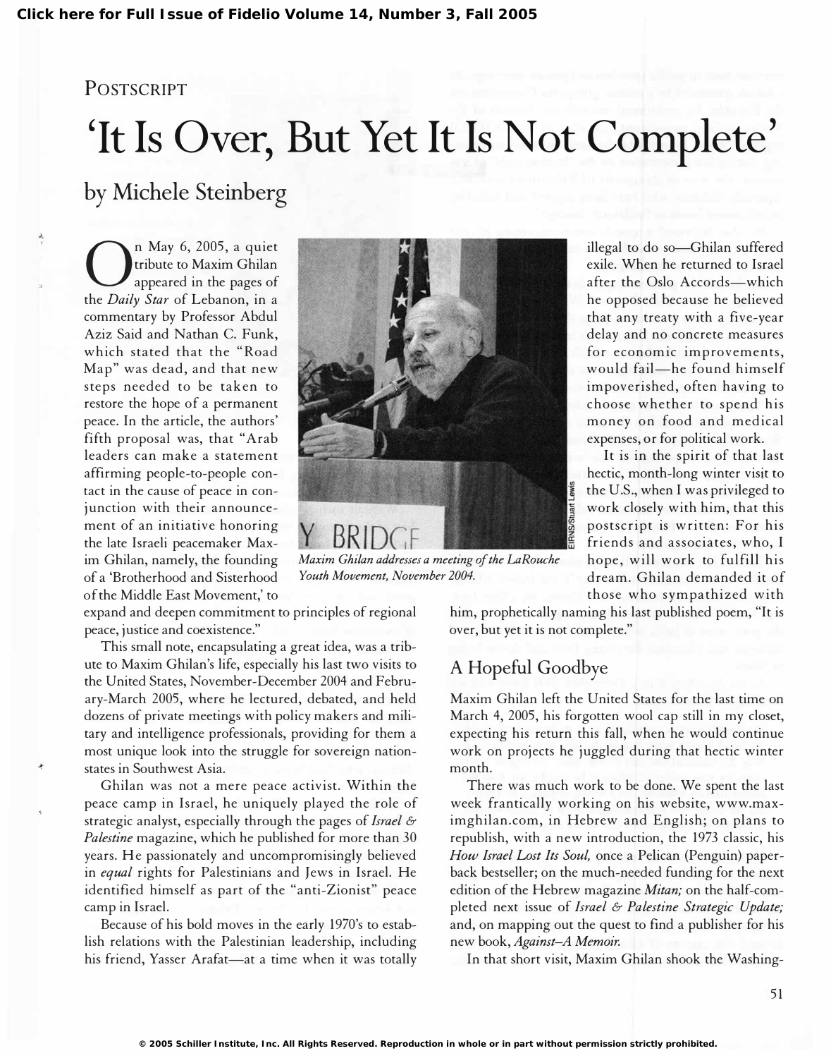POSTSCRIPT

# 'It Is Over, But Yet It Is Not Complete'

## by Michele Steinberg

On May 6, 2005, a quiet tribute to Maxim Ghilan appeared in the pages of the *Daily Star* of Lebanon, in a commentary by Professor Abdul Aziz Said and Nathan C. Funk, which stated that the "Road Map" was dead, and that new steps needed to be taken to restore the hope of a permanent peace. In the article, the authors' fifth proposal was, that "Arab leaders can make a statement affirming people-to-people contact in the cause of peace in conjunction with their announcement of an initiative honoring the late Israeli peacemaker Maxim Ghilan, namely, the founding of a 'Brotherhood and Sisterhood of the Middle East Movement,' to expand and deepen commitment to principles of regional peace, justice and coexistence."

*Maxim Ghilan addresses a meeting of the LaRouche Youth Movement, November 2004.*

This small note, encapsulating a great idea, was a tribute to Maxim Ghilan's life, especially his last two visits to the United States, November-December 2004 and February-March 2005, where he lectured, debated, and held dozens of private meetings with policy makers and military and intelligence professionals, providing for them a most unique look into the struggle for sovereign nation-states in Southwest Asia.

Ghilan was not a mere peace activist. Within the peace camp in Israel, he uniquely played the role of strategic analyst, especially through the pages of *Israel & Palestine* magazine, which he published for more than 30 years. He passionately and uncompromisingly believed in *equal* rights for Palestinians and Jews in Israel. He identified himself as part of the "anti-Zionist" peace camp in Israel.

Because of his bold moves in the early 1970's to establish relations with the Palestinian leadership, including his friend, Yasser Arafat—at a time when it was totally illegal to do so—Ghilan suffered exile. When he returned to Israel after the Oslo Accords—which he opposed because he believed that any treaty with a five-year delay and no concrete measures for economic improvements, would fail—he found himself impoverished, often having to choose whether to spend his money on food and medical expenses, or for political work.

It is in the spirit of that last hectic, month-long winter visit to the U.S., when I was privileged to work closely with him, that this postscript is written: For his friends and associates, who, I hope, will work to fulfill his dream. Ghilan demanded it of those who sympathized with him, prophetically naming his last published poem, "It is over, but yet it is not complete."

### A Hopeful Goodbye

Maxim Ghilan left the United States for the last time on March 4, 2005, his forgotten wool cap still in my closet, expecting his return this fall, when he would continue work on projects he juggled during that hectic winter month.

There was much work to be done. We spent the last week frantically working on his website, www.maximghilan.com, in Hebrew and English; on plans to republish, with a new introduction, the 1973 classic, his *How Israel Lost Its Soul,* once a Pelican (Penguin) paperback bestseller; on the much-needed funding for the next edition of the Hebrew magazine *Mitan;* on the half-completed next issue of *Israel & Palestine Strategic Update;* and, on mapping out the quest to find a publisher for his new book, *Against–A Memoir.*

In that short visit, Maxim Ghilan shook the Washing-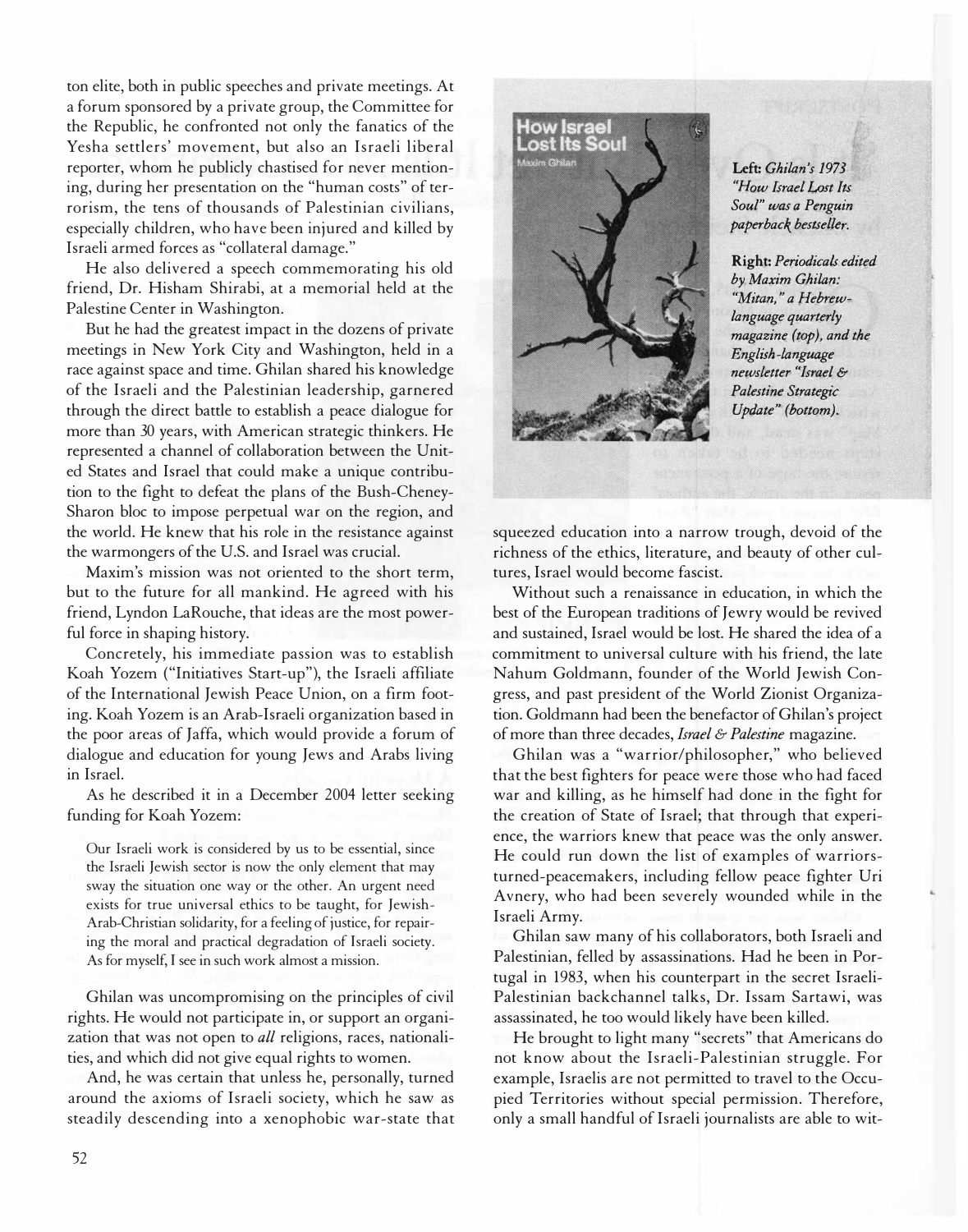ton elite, both in public speeches and private meetings. At a forum sponsored by a private group, the Committee for the Republic, he confronted not only the fanatics of the Yesha settlers' movement, but also an Israeli liberal reporter, whom he publicly chastised for never mentioning, during her presentation on the "human costs" of terrorism, the tens of thousands of Palestinian civilians, especially children, who have been injured and killed by Israeli armed forces as "collateral damage."

He also delivered a speech commemorating his old friend, Dr. Hisham Shirabi, at a memorial held at the Palestine Center in Washington.

But he had the greatest impact in the dozens of private meetings in New York City and Washington, held in a race against space and time. Ghilan shared his knowledge of the Israeli and the Palestinian leadership, garnered through the direct battle to establish a peace dialogue for more than 30 years, with American strategic thinkers. He represented a channel of collaboration between the United States and Israel that could make a unique contribution to the fight to defeat the plans of the Bush-Cheney-Sharon bloc to impose perpetual war on the region, and the world. He knew that his role in the resistance against the warmongers of the U.S. and Israel was crucial.

Maxim's mission was not oriented to the short term, but to the future for all mankind. He agreed with his friend, Lyndon LaRouche, that ideas are the most powerful force in shaping history.

Concretely, his immediate passion was to establish Koah Yozem ("Initiatives Start-up"), the Israeli affiliate of the International Jewish Peace Union, on a firm footing. Koah Yozem is an Arab-Israeli organization based in the poor areas of Jaffa, which would provide a forum of dialogue and education for young Jews and Arabs living in Israel.

As he described it in a December 2004 letter seeking funding for Koah Yozem:

> Our Israeli work is considered by us to be essential, since the Israeli Jewish sector is now the only element that may sway the situation one way or the other. An urgent need exists for true universal ethics to be taught, for Jewish-Arab-Christian solidarity, for a feeling of justice, for repairing the moral and practical degradation of Israeli society. As for myself, I see in such work almost a mission.

Ghilan was uncompromising on the principles of civil rights. He would not participate in, or support an organization that was not open to *all* religions, races, nationalities, and which did not give equal rights to women.

And, he was certain that unless he, personally, turned around the axioms of Israeli society, which he saw as steadily descending into a xenophobic war-state that squeezed education into a narrow trough, devoid of the richness of the ethics, literature, and beauty of other cultures, Israel would become fascist.

**Left:** *Ghilan's 1973 "How Israel Lost Its Soul" was a Penguin paperback bestseller.*

**Right:** *Periodicals edited by Maxim Ghilan: "Mitan," a Hebrew-language quarterly magazine (top), and the English-language newsletter "Israel & Palestine Strategic Update" (bottom).*

Without such a renaissance in education, in which the best of the European traditions of Jewry would be revived and sustained, Israel would be lost. He shared the idea of a commitment to universal culture with his friend, the late Nahum Goldmann, founder of the World Jewish Congress, and past president of the World Zionist Organization. Goldmann had been the benefactor of Ghilan's project of more than three decades, *Israel & Palestine* magazine.

Ghilan was a "warrior/philosopher," who believed that the best fighters for peace were those who had faced war and killing, as he himself had done in the fight for the creation of State of Israel; that through that experience, the warriors knew that peace was the only answer. He could run down the list of examples of warriors-turned-peacemakers, including fellow peace fighter Uri Avnery, who had been severely wounded while in the Israeli Army.

Ghilan saw many of his collaborators, both Israeli and Palestinian, felled by assassinations. Had he been in Portugal in 1983, when his counterpart in the secret Israeli-Palestinian backchannel talks, Dr. Issam Sartawi, was assassinated, he too would likely have been killed.

He brought to light many "secrets" that Americans do not know about the Israeli-Palestinian struggle. For example, Israelis are not permitted to travel to the Occupied Territories without special permission. Therefore, only a small handful of Israeli journalists are able to wit-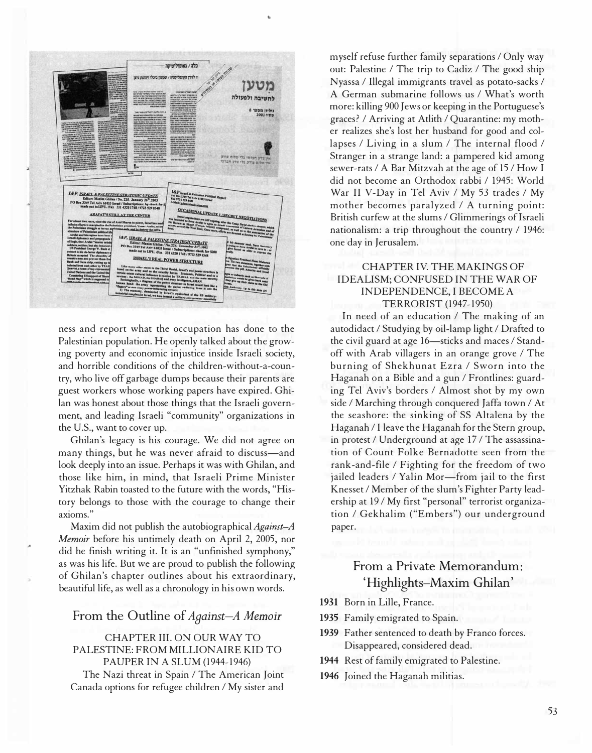ness and report what the occupation has done to the Palestinian population. He openly talked about the growing poverty and economic injustice inside Israeli society, and horrible conditions of the children-without-a-country, who live off garbage dumps because their parents are guest workers whose working papers have expired. Ghilan was honest about those things that the Israeli government, and leading Israeli "community" organizations in the U.S., want to cover up.

Ghilan's legacy is his courage. We did not agree on many things, but he was never afraid to discuss—and look deeply into an issue. Perhaps it was with Ghilan, and those like him, in mind, that Israeli Prime Minister Yitzhak Rabin toasted to the future with the words, "History belongs to those with the courage to change their axioms."

Maxim did not publish the autobiographical *Against–A Memoir* before his untimely death on April 2, 2005, nor did he finish writing it. It is an "unfinished symphony," as was his life. But we are proud to publish the following of Ghilan's chapter outlines about his extraordinary, beautiful life, as well as a chronology in his own words.

## From the Outline of *Against–A Memoir*

### CHAPTER III. ON OUR WAY TO PALESTINE: FROM MILLIONAIRE KID TO PAUPER IN A SLUM (1944-1946)

The Nazi threat in Spain / The American Joint Canada options for refugee children / My sister and myself refuse further family separations / Only way out: Palestine / The trip to Cadiz / The good ship Nyassa / Illegal immigrants travel as potato-sacks / A German submarine follows us / What's worth more: killing 900 Jews or keeping in the Portuguese's graces? / Arriving at Atlith / Quarantine: my mother realizes she's lost her husband for good and collapses / Living in a slum / The internal flood / Stranger in a strange land: a pampered kid among sewer-rats / A Bar Mitzvah at the age of 15 / How I did not become an Orthodox rabbi / 1945: World War II V-Day in Tel Aviv / My 53 trades / My mother becomes paralyzed / A turning point: British curfew at the slums / Glimmerings of Israeli nationalism: a trip throughout the country / 1946: one day in Jerusalem.

### CHAPTER IV. THE MAKINGS OF IDEALISM; CONFUSED IN THE WAR OF INDEPENDENCE, I BECOME A TERRORIST (1947-1950)

In need of an education / The making of an autodidact / Studying by oil-lamp light / Drafted to the civil guard at age 16—sticks and maces / Standoff with Arab villagers in an orange grove / The burning of Shekhunat Ezra / Sworn into the Haganah on a Bible and a gun / Frontlines: guarding Tel Aviv's borders / Almost shot by my own side / Marching through conquered Jaffa town / At the seashore: the sinking of SS Altalena by the Haganah / I leave the Haganah for the Stern group, in protest / Underground at age 17 / The assassination of Count Folke Bernadotte seen from the rank-and-file / Fighting for the freedom of two jailed leaders / Yalin Mor—from jail to the first Knesset / Member of the slum's Fighter Party leadership at 19 / My first "personal" terrorist organization / Gekhalim ("Embers") our underground paper.

## From a Private Memorandum: 'Highlights–Maxim Ghilan'

**1931** Born in Lille, France.

**1935** Family emigrated to Spain.

**1939** Father sentenced to death by Franco forces. Disappeared, considered dead.

**1944** Rest of family emigrated to Palestine.

**1946** Joined the Haganah militias.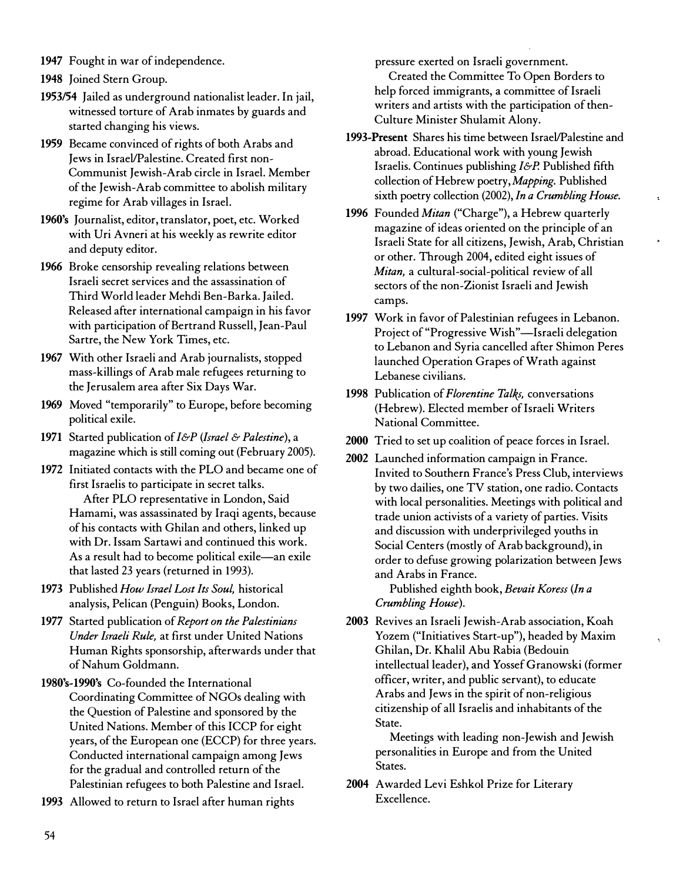**1947** Fought in war of independence.

**1948** Joined Stern Group.

**1953/54** Jailed as underground nationalist leader. In jail, witnessed torture of Arab inmates by guards and started changing his views.

**1959** Became convinced of rights of both Arabs and Jews in Israel/Palestine. Created first non-Communist Jewish-Arab circle in Israel. Member of the Jewish-Arab committee to abolish military regime for Arab villages in Israel.

**1960's** Journalist, editor, translator, poet, etc. Worked with Uri Avneri at his weekly as rewrite editor and deputy editor.

**1966** Broke censorship revealing relations between Israeli secret services and the assassination of Third World leader Mehdi Ben-Barka. Jailed. Released after international campaign in his favor with participation of Bertrand Russell, Jean-Paul Sartre, the New York Times, etc.

**1967** With other Israeli and Arab journalists, stopped mass-killings of Arab male refugees returning to the Jerusalem area after Six Days War.

**1969** Moved "temporarily" to Europe, before becoming political exile.

**1971** Started publication of *I&P (Israel & Palestine)*, a magazine which is still coming out (February 2005).

**1972** Initiated contacts with the PLO and became one of first Israelis to participate in secret talks.

After PLO representative in London, Said Hamami, was assassinated by Iraqi agents, because of his contacts with Ghilan and others, linked up with Dr. Issam Sartawi and continued this work. As a result had to become political exile—an exile that lasted 23 years (returned in 1993).

**1973** Published *How Israel Lost Its Soul,* historical analysis, Pelican (Penguin) Books, London.

**1977** Started publication of *Report on the Palestinians Under Israeli Rule,* at first under United Nations Human Rights sponsorship, afterwards under that of Nahum Goldmann.

**1980's-1990's** Co-founded the International Coordinating Committee of NGOs dealing with the Question of Palestine and sponsored by the United Nations. Member of this ICCP for eight years, of the European one (ECCP) for three years. Conducted international campaign among Jews for the gradual and controlled return of the Palestinian refugees to both Palestine and Israel.

**1993** Allowed to return to Israel after human rights pressure exerted on Israeli government.

Created the Committee To Open Borders to help forced immigrants, a committee of Israeli writers and artists with the participation of then-Culture Minister Shulamit Alony.

**1993-Present** Shares his time between Israel/Palestine and abroad. Educational work with young Jewish Israelis. Continues publishing *I&P.* Published fifth collection of Hebrew poetry, *Mapping.* Published sixth poetry collection (2002), *In a Crumbling House.*

**1996** Founded *Mitan* ("Charge"), a Hebrew quarterly magazine of ideas oriented on the principle of an Israeli State for all citizens, Jewish, Arab, Christian or other. Through 2004, edited eight issues of *Mitan,* a cultural-social-political review of all sectors of the non-Zionist Israeli and Jewish camps.

**1997** Work in favor of Palestinian refugees in Lebanon. Project of "Progressive Wish"—Israeli delegation to Lebanon and Syria cancelled after Shimon Peres launched Operation Grapes of Wrath against Lebanese civilians.

**1998** Publication of *Florentine Talks,* conversations (Hebrew). Elected member of Israeli Writers National Committee.

**2000** Tried to set up coalition of peace forces in Israel.

**2002** Launched information campaign in France. Invited to Southern France's Press Club, interviews by two dailies, one TV station, one radio. Contacts with local personalities. Meetings with political and trade union activists of a variety of parties. Visits and discussion with underprivileged youths in Social Centers (mostly of Arab background), in order to defuse growing polarization between Jews and Arabs in France.

Published eighth book, *Bevait Koress (In a Crumbling House).*

**2003** Revives an Israeli Jewish-Arab association, Koah Yozem ("Initiatives Start-up"), headed by Maxim Ghilan, Dr. Khalil Abu Rabia (Bedouin intellectual leader), and Yossef Granowski (former officer, writer, and public servant), to educate Arabs and Jews in the spirit of non-religious citizenship of all Israelis and inhabitants of the State.

Meetings with leading non-Jewish and Jewish personalities in Europe and from the United States.

**2004** Awarded Levi Eshkol Prize for Literary Excellence.